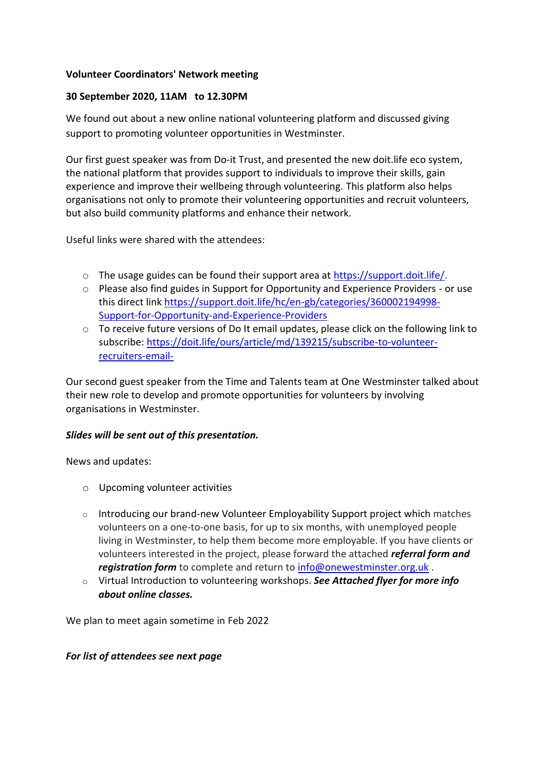**Volunteer Coordinators' Network meeting**

**30 September 2020, 11AM to 12.30PM**

We found out about a new online national volunteering platform and discussed giving support to promoting volunteer opportunities in Westminster.

Our first guest speaker was from Do-it Trust, and presented the new doit.life eco system, the national platform that provides support to individuals to improve their skills, gain experience and improve their wellbeing through volunteering. This platform also helps organisations not only to promote their volunteering opportunities and recruit volunteers, but also build community platforms and enhance their network.

Useful links were shared with the attendees:

- The usage guides can be found their support area at https://support.doit.life/.
- Please also find guides in Support for Opportunity and Experience Providers - or use this direct link https://support.doit.life/hc/en-gb/categories/360002194998-Support-for-Opportunity-and-Experience-Providers
- To receive future versions of Do It email updates, please click on the following link to subscribe: https://doit.life/ours/article/md/139215/subscribe-to-volunteer-recruiters-email-

Our second guest speaker from the Time and Talents team at One Westminster talked about their new role to develop and promote opportunities for volunteers by involving organisations in Westminster.

***Slides will be sent out of this presentation.***

News and updates:

- Upcoming volunteer activities
- Introducing our brand-new Volunteer Employability Support project which matches volunteers on a one-to-one basis, for up to six months, with unemployed people living in Westminster, to help them become more employable. If you have clients or volunteers interested in the project, please forward the attached ***referral form and registration form*** to complete and return to info@onewestminster.org.uk .
- Virtual Introduction to volunteering workshops. ***See Attached flyer for more info about online classes.***

We plan to meet again sometime in Feb 2022

***For list of attendees see next page***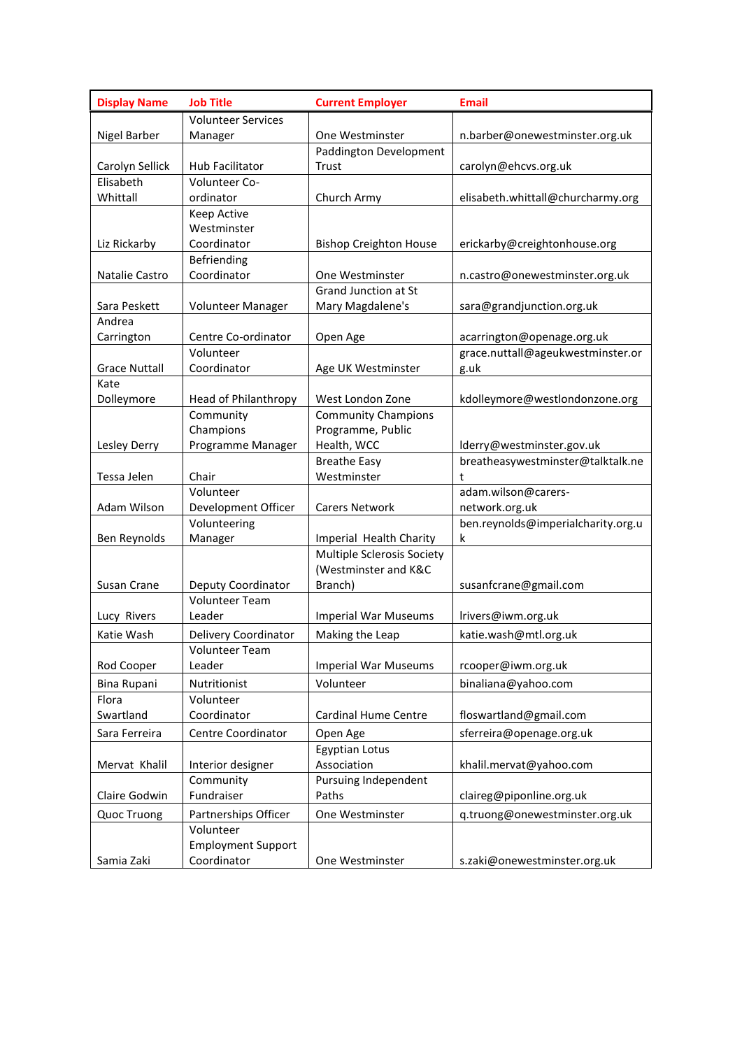| Display Name | Job Title | Current Employer | Email |
|---|---|---|---|
| Nigel Barber | Volunteer Services Manager | One Westminster | n.barber@onewestminster.org.uk |
| Carolyn Sellick | Hub Facilitator | Paddington Development Trust | carolyn@ehcvs.org.uk |
| Elisabeth Whittall | Volunteer Co-ordinator | Church Army | elisabeth.whittall@churcharmy.org |
| Liz Rickarby | Keep Active Westminster Coordinator | Bishop Creighton House | erickarby@creightonhouse.org |
| Natalie Castro | Befriending Coordinator | One Westminster | n.castro@onewestminster.org.uk |
| Sara Peskett | Volunteer Manager | Grand Junction at St Mary Magdalene's | sara@grandjunction.org.uk |
| Andrea Carrington | Centre Co-ordinator | Open Age | acarrington@openage.org.uk |
| Grace Nuttall | Volunteer Coordinator | Age UK Westminster | grace.nuttall@ageukwestminster.org.uk |
| Kate Dolleymore | Head of Philanthropy | West London Zone | kdolleymore@westlondonzone.org |
| Lesley Derry | Community Champions Programme Manager | Community Champions Programme, Public Health, WCC | lderry@westminster.gov.uk |
| Tessa Jelen | Chair | Breathe Easy Westminster | breatheasywestminster@talktalk.net |
| Adam Wilson | Volunteer Development Officer | Carers Network | adam.wilson@carers-network.org.uk |
| Ben Reynolds | Volunteering Manager | Imperial Health Charity | ben.reynolds@imperialcharity.org.uk |
| Susan Crane | Deputy Coordinator | Multiple Sclerosis Society (Westminster and K&C Branch) | susanfcrane@gmail.com |
| Lucy Rivers | Volunteer Team Leader | Imperial War Museums | lrivers@iwm.org.uk |
| Katie Wash | Delivery Coordinator | Making the Leap | katie.wash@mtl.org.uk |
| Rod Cooper | Volunteer Team Leader | Imperial War Museums | rcooper@iwm.org.uk |
| Bina Rupani | Nutritionist | Volunteer | binaliana@yahoo.com |
| Flora Swartland | Volunteer Coordinator | Cardinal Hume Centre | floswartland@gmail.com |
| Sara Ferreira | Centre Coordinator | Open Age | sferreira@openage.org.uk |
| Mervat Khalil | Interior designer | Egyptian Lotus Association | khalil.mervat@yahoo.com |
| Claire Godwin | Community Fundraiser | Pursuing Independent Paths | claireg@piponline.org.uk |
| Quoc Truong | Partnerships Officer | One Westminster | q.truong@onewestminster.org.uk |
| Samia Zaki | Volunteer Employment Support Coordinator | One Westminster | s.zaki@onewestminster.org.uk |